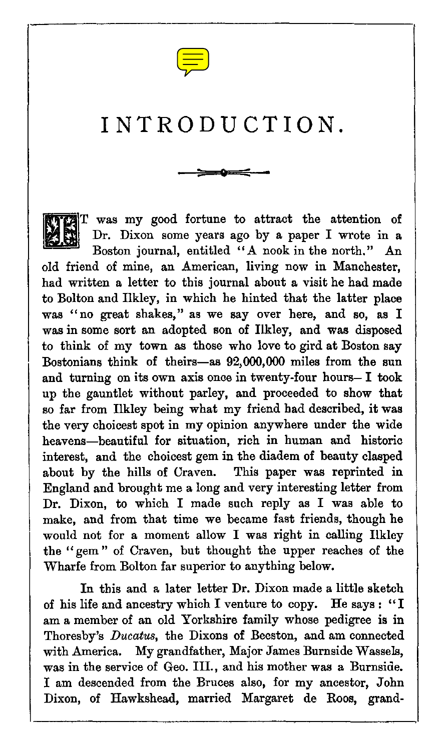# INTRODUCTION.

IT was my good fortune to attract the attention of Dr. Dixon some years ago by a paper I wrote in a Boston journal, entitled "A nook in the north." An old friend of mine, an American, living now in Manchester, had written a letter to this journal about a visit he had made to Bolton and Ilkley, in which he hinted that the latter place was "no great shakes," as we say over here, and so, as I was in some sort an adopted son of Ilkley, and was disposed to think of my town as those who love to gird at Boston say Bostonians think of theirs—as 92,000,000 miles from the sun and turning on its own axis once in twenty-four hours— I took up the gauntlet without parley, and proceeded to show that so far from Ilkley being what my friend had described, it was the very choicest spot in my opinion anywhere under the wide heavens—beautiful for situation, rich in human and historic interest, and the choicest gem in the diadem of beauty clasped about by the hills of Craven. This paper was reprinted in England and brought me a long and very interesting letter from Dr. Dixon, to which I made such reply as I was able to make, and from that time we became fast friends, though he would not for a moment allow I was right in calling Ilkley the "gem" of Craven, but thought the upper reaches of the Wharfe from Bolton far superior to anything below.

In this and a later letter Dr. Dixon made a little sketch of his life and ancestry which I venture to copy. He says: "I am a member of an old Yorkshire family whose pedigree is in Thoresby's *Ducatus*, the Dixons of Beeston, and am connected with America. My grandfather, Major James Burnside Wassels, was in the service of Geo. III., and his mother was a Burnside. I am descended from the Bruces also, for my ancestor, John Dixon, of Hawkshead, married Margaret de Roos, grand-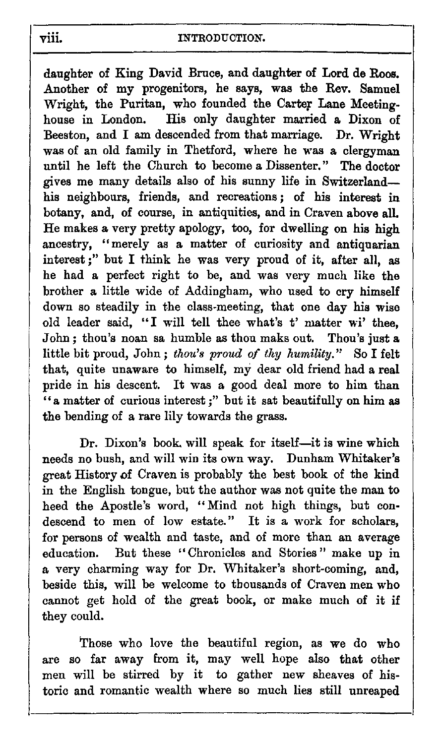daughter of King David Bruce, and daughter of Lord de Roos. Another of my progenitors, he says, was the Rev. Samuel Wright, the Puritan, who founded the Carter Lane Meeting-house in London. His only daughter married a Dixon of Beeston, and I am descended from that marriage. Dr. Wright was of an old family in Thetford, where he was a clergyman until he left the Church to become a Dissenter." The doctor gives me many details also of his sunny life in Switzerland—his neighbours, friends, and recreations; of his interest in botany, and, of course, in antiquities, and in Craven above all. He makes a very pretty apology, too, for dwelling on his high ancestry, "merely as a matter of curiosity and antiquarian interest;" but I think he was very proud of it, after all, as he had a perfect right to be, and was very much like the brother a little wide of Addingham, who used to cry himself down so steadily in the class-meeting, that one day his wise old leader said, "I will tell thee what's t' matter wi' thee, John; thou's noan sa humble as thou maks out. Thou's just a little bit proud, John; *thou's proud of thy humility.*" So I felt that, quite unaware to himself, my dear old friend had a real pride in his descent. It was a good deal more to him than "a matter of curious interest;" but it sat beautifully on him as the bending of a rare lily towards the grass.

Dr. Dixon's book will speak for itself—it is wine which needs no bush, and will win its own way. Dunham Whitaker's great History of Craven is probably the best book of the kind in the English tongue, but the author was not quite the man to heed the Apostle's word, "Mind not high things, but condescend to men of low estate." It is a work for scholars, for persons of wealth and taste, and of more than an average education. But these "Chronicles and Stories" make up in a very charming way for Dr. Whitaker's short-coming, and, beside this, will be welcome to thousands of Craven men who cannot get hold of the great book, or make much of it if they could.

Those who love the beautiful region, as we do who are so far away from it, may well hope also that other men will be stirred by it to gather new sheaves of historic and romantic wealth where so much lies still unreaped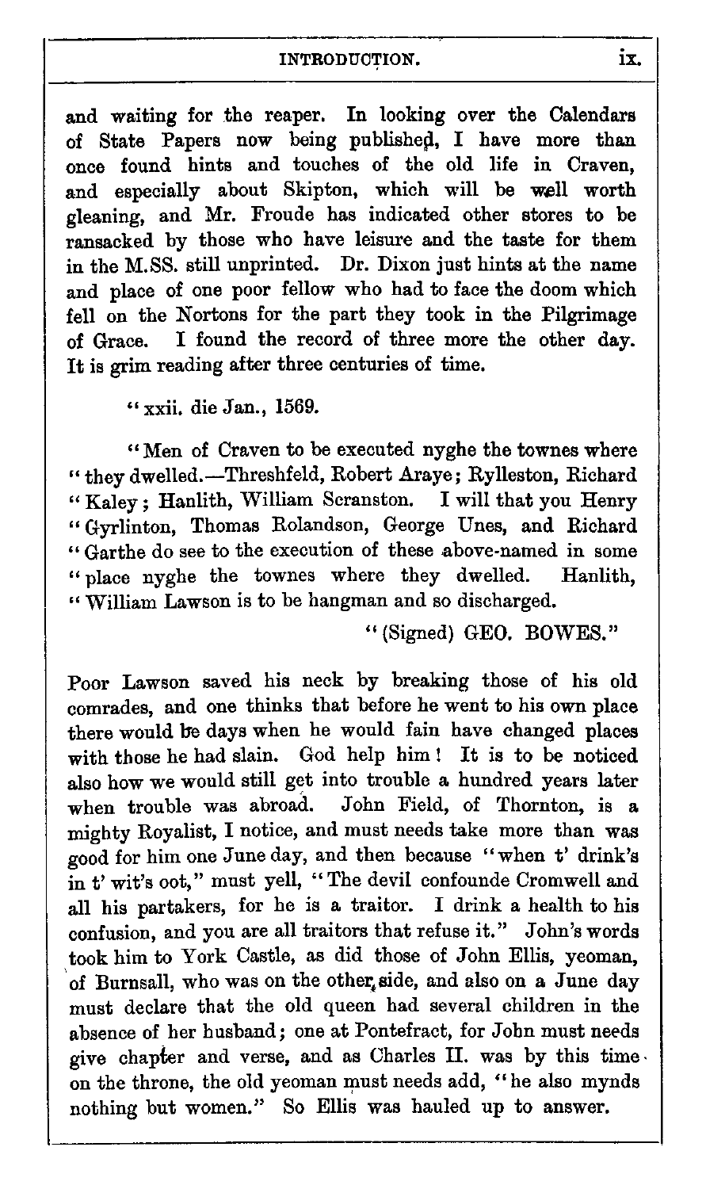and waiting for the reaper. In looking over the Calendars of State Papers now being published, I have more than once found hints and touches of the old life in Craven, and especially about Skipton, which will be well worth gleaning, and Mr. Froude has indicated other stores to be ransacked by those who have leisure and the taste for them in the M.SS. still unprinted. Dr. Dixon just hints at the name and place of one poor fellow who had to face the doom which fell on the Nortons for the part they took in the Pilgrimage of Grace. I found the record of three more the other day. It is grim reading after three centuries of time.

> "xxii. die Jan., 1569.
>
> "Men of Craven to be executed nyghe the townes where "they dwelled.—Threshfeld, Robert Araye; Rylleston, Richard "Kaley; Hanlith, William Scranston. I will that you Henry "Gyrlinton, Thomas Rolandson, George Unes, and Richard "Garthe do see to the execution of these above-named in some "place nyghe the townes where they dwelled. Hanlith, "William Lawson is to be hangman and so discharged.
>
> "(Signed) GEO. BOWES."

Poor Lawson saved his neck by breaking those of his old comrades, and one thinks that before he went to his own place there would be days when he would fain have changed places with those he had slain. God help him! It is to be noticed also how we would still get into trouble a hundred years later when trouble was abroad. John Field, of Thornton, is a mighty Royalist, I notice, and must needs take more than was good for him one June day, and then because "when t' drink's in t' wit's oot," must yell, "The devil confounde Cromwell and all his partakers, for he is a traitor. I drink a health to his confusion, and you are all traitors that refuse it." John's words took him to York Castle, as did those of John Ellis, yeoman, of Burnsall, who was on the other side, and also on a June day must declare that the old queen had several children in the absence of her husband; one at Pontefract, for John must needs give chapter and verse, and as Charles II. was by this time on the throne, the old yeoman must needs add, "he also mynds nothing but women." So Ellis was hauled up to answer.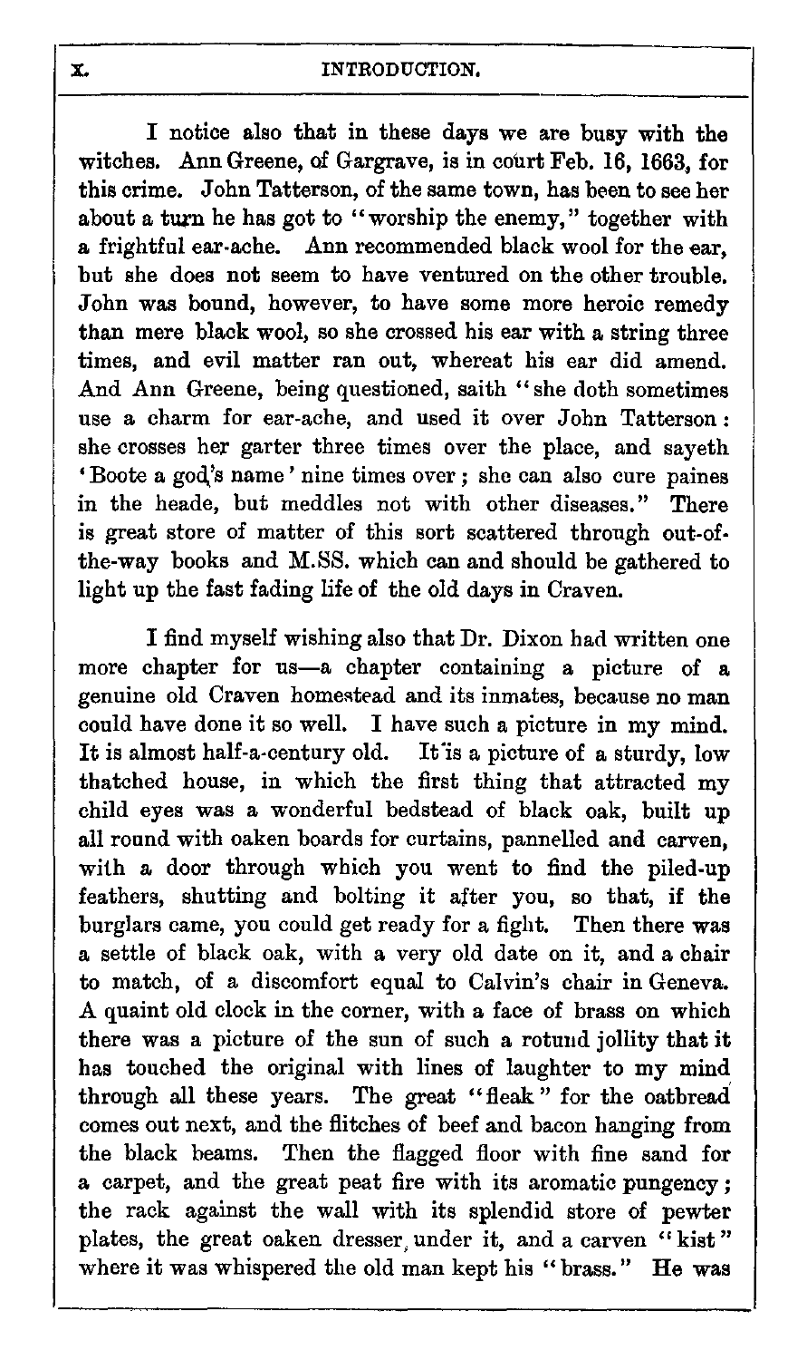I notice also that in these days we are busy with the witches. Ann Greene, of Gargrave, is in court Feb. 16, 1663, for this crime. John Tatterson, of the same town, has been to see her about a turn he has got to "worship the enemy," together with a frightful ear-ache. Ann recommended black wool for the ear, but she does not seem to have ventured on the other trouble. John was bound, however, to have some more heroic remedy than mere black wool, so she crossed his ear with a string three times, and evil matter ran out, whereat his ear did amend. And Ann Greene, being questioned, saith "she doth sometimes use a charm for ear-ache, and used it over John Tatterson: she crosses her garter three times over the place, and sayeth 'Boote a god's name' nine times over; she can also cure paines in the heade, but meddles not with other diseases." There is great store of matter of this sort scattered through out-of-the-way books and M.SS. which can and should be gathered to light up the fast fading life of the old days in Craven.

I find myself wishing also that Dr. Dixon had written one more chapter for us—a chapter containing a picture of a genuine old Craven homestead and its inmates, because no man could have done it so well. I have such a picture in my mind. It is almost half-a-century old. It is a picture of a sturdy, low thatched house, in which the first thing that attracted my child eyes was a wonderful bedstead of black oak, built up all round with oaken boards for curtains, pannelled and carven, with a door through which you went to find the piled-up feathers, shutting and bolting it after you, so that, if the burglars came, you could get ready for a fight. Then there was a settle of black oak, with a very old date on it, and a chair to match, of a discomfort equal to Calvin's chair in Geneva. A quaint old clock in the corner, with a face of brass on which there was a picture of the sun of such a rotund jollity that it has touched the original with lines of laughter to my mind through all these years. The great "fleak" for the oatbread comes out next, and the flitches of beef and bacon hanging from the black beams. Then the flagged floor with fine sand for a carpet, and the great peat fire with its aromatic pungency; the rack against the wall with its splendid store of pewter plates, the great oaken dresser under it, and a carven "kist" where it was whispered the old man kept his "brass." He was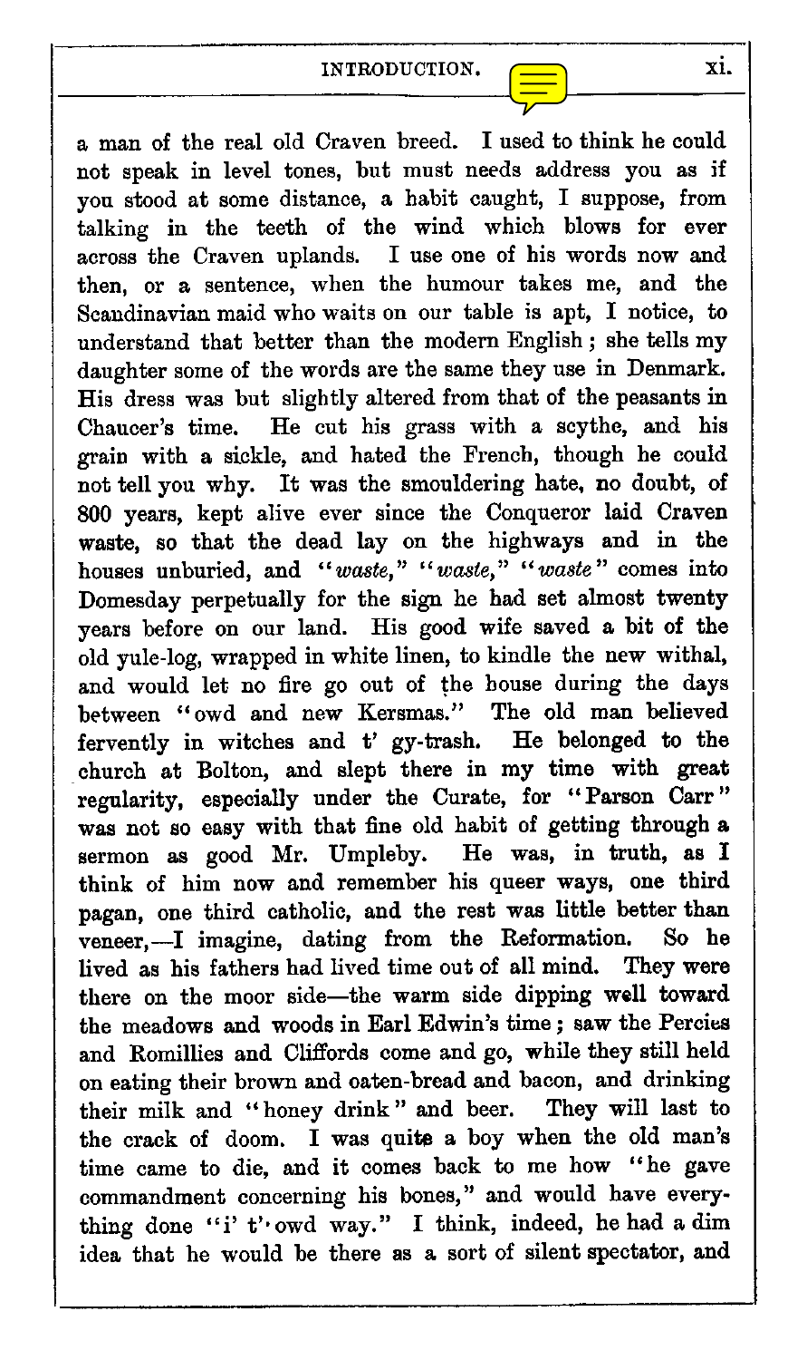a man of the real old Craven breed. I used to think he could not speak in level tones, but must needs address you as if you stood at some distance, a habit caught, I suppose, from talking in the teeth of the wind which blows for ever across the Craven uplands. I use one of his words now and then, or a sentence, when the humour takes me, and the Scandinavian maid who waits on our table is apt, I notice, to understand that better than the modern English; she tells my daughter some of the words are the same they use in Denmark. His dress was but slightly altered from that of the peasants in Chaucer's time. He cut his grass with a scythe, and his grain with a sickle, and hated the French, though he could not tell you why. It was the smouldering hate, no doubt, of 800 years, kept alive ever since the Conqueror laid Craven waste, so that the dead lay on the highways and in the houses unburied, and "*waste*," "*waste*," "*waste*" comes into Domesday perpetually for the sign he had set almost twenty years before on our land. His good wife saved a bit of the old yule-log, wrapped in white linen, to kindle the new withal, and would let no fire go out of the house during the days between "owd and new Kersmas." The old man believed fervently in witches and t' gy-trash. He belonged to the church at Bolton, and slept there in my time with great regularity, especially under the Curate, for "Parson Carr" was not so easy with that fine old habit of getting through a sermon as good Mr. Umpleby. He was, in truth, as I think of him now and remember his queer ways, one third pagan, one third catholic, and the rest was little better than veneer,—I imagine, dating from the Reformation. So he lived as his fathers had lived time out of all mind. They were there on the moor side—the warm side dipping well toward the meadows and woods in Earl Edwin's time; saw the Percies and Romillies and Cliffords come and go, while they still held on eating their brown and oaten-bread and bacon, and drinking their milk and "honey drink" and beer. They will last to the crack of doom. I was quite a boy when the old man's time came to die, and it comes back to me how "he gave commandment concerning his bones," and would have everything done "i' t' owd way." I think, indeed, he had a dim idea that he would be there as a sort of silent spectator, and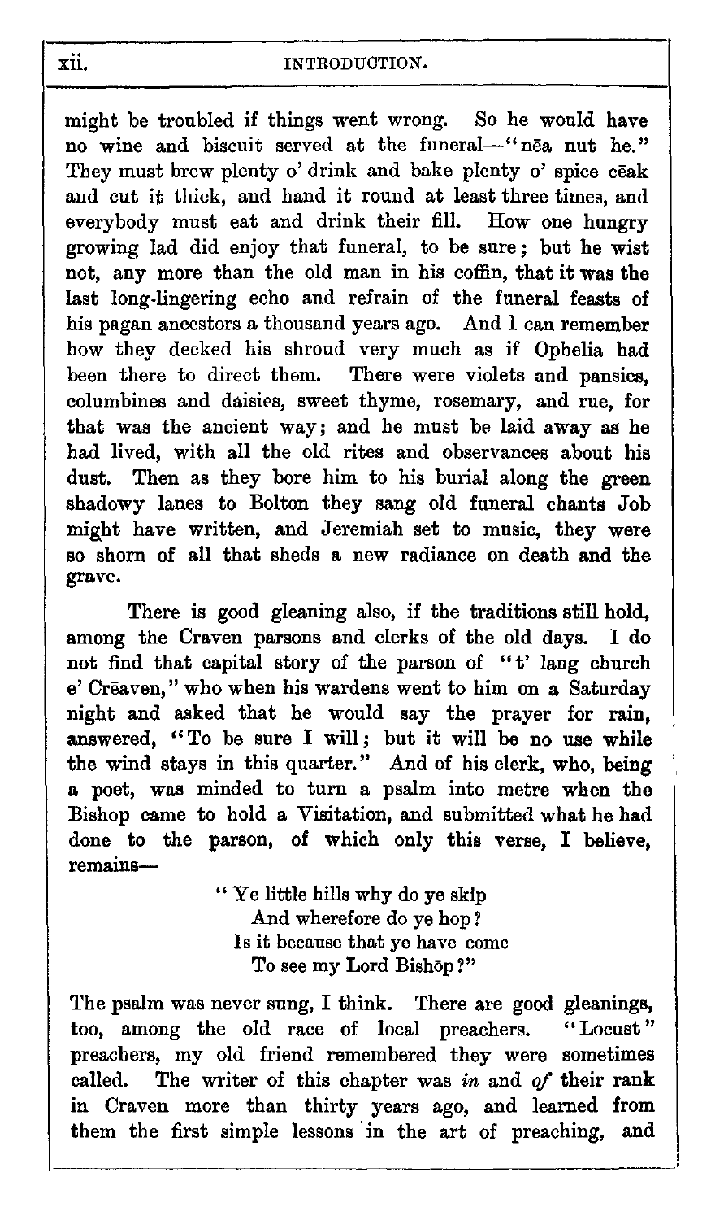might be troubled if things went wrong. So he would have no wine and biscuit served at the funeral—"nēa nut he." They must brew plenty o' drink and bake plenty o' spice cēak and cut it thick, and hand it round at least three times, and everybody must eat and drink their fill. How one hungry growing lad did enjoy that funeral, to be sure; but he wist not, any more than the old man in his coffin, that it was the last long-lingering echo and refrain of the funeral feasts of his pagan ancestors a thousand years ago. And I can remember how they decked his shroud very much as if Ophelia had been there to direct them. There were violets and pansies, columbines and daisies, sweet thyme, rosemary, and rue, for that was the ancient way; and he must be laid away as he had lived, with all the old rites and observances about his dust. Then as they bore him to his burial along the green shadowy lanes to Bolton they sang old funeral chants Job might have written, and Jeremiah set to music, they were so shorn of all that sheds a new radiance on death and the grave.

There is good gleaning also, if the traditions still hold, among the Craven parsons and clerks of the old days. I do not find that capital story of the parson of "t' lang church e' Crēaven," who when his wardens went to him on a Saturday night and asked that he would say the prayer for rain, answered, "To be sure I will; but it will be no use while the wind stays in this quarter." And of his clerk, who, being a poet, was minded to turn a psalm into metre when the Bishop came to hold a Visitation, and submitted what he had done to the parson, of which only this verse, I believe, remains—

> "Ye little hills why do ye skip
> And wherefore do ye hop?
> Is it because that ye have come
> To see my Lord Bishōp?"

The psalm was never sung, I think. There are good gleanings, too, among the old race of local preachers. "Locust" preachers, my old friend remembered they were sometimes called. The writer of this chapter was *in* and *of* their rank in Craven more than thirty years ago, and learned from them the first simple lessons in the art of preaching, and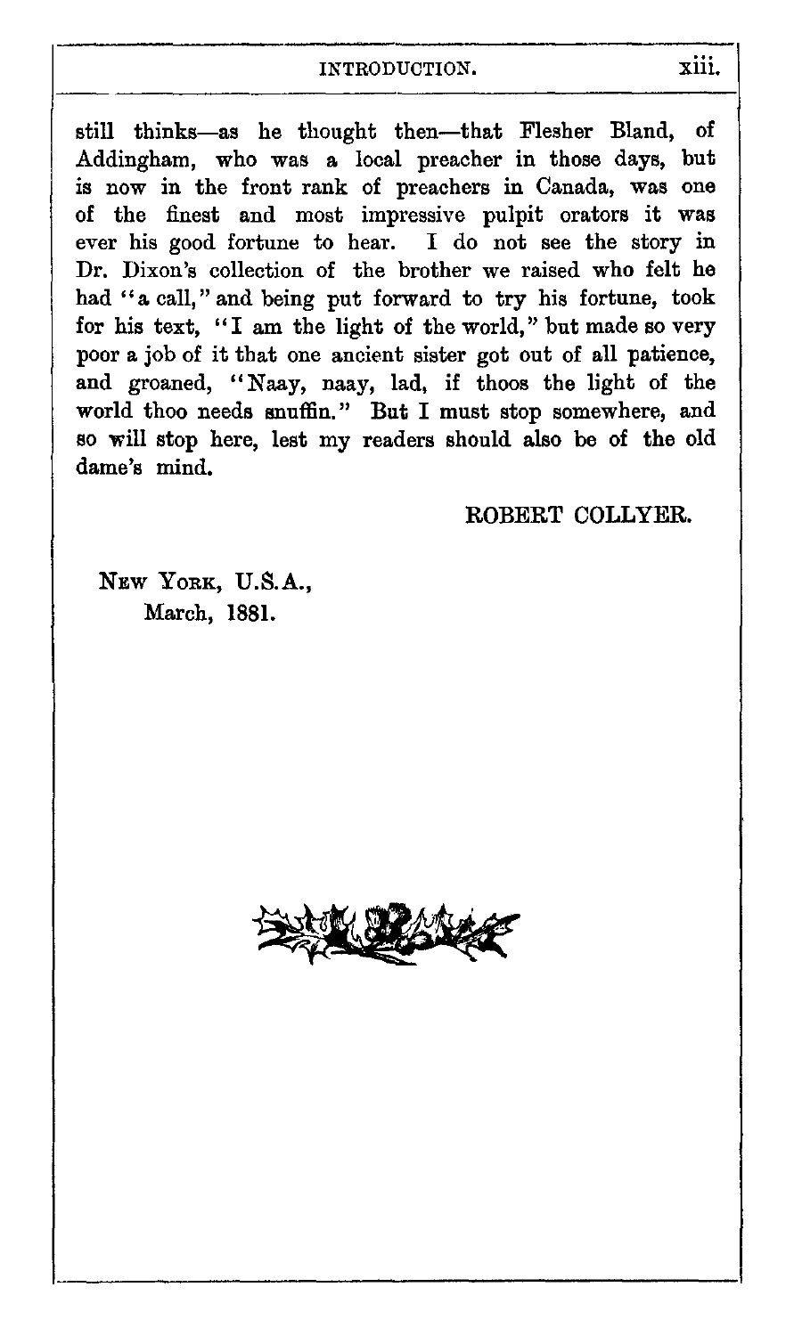still thinks—as he thought then—that Flesher Bland, of Addingham, who was a local preacher in those days, but is now in the front rank of preachers in Canada, was one of the finest and most impressive pulpit orators it was ever his good fortune to hear. I do not see the story in Dr. Dixon's collection of the brother we raised who felt he had "a call," and being put forward to try his fortune, took for his text, "I am the light of the world," but made so very poor a job of it that one ancient sister got out of all patience, and groaned, "Naay, naay, lad, if thoos the light of the world thoo needs snuffin." But I must stop somewhere, and so will stop here, lest my readers should also be of the old dame's mind.

ROBERT COLLYER.

NEW YORK, U.S.A.,
March, 1881.